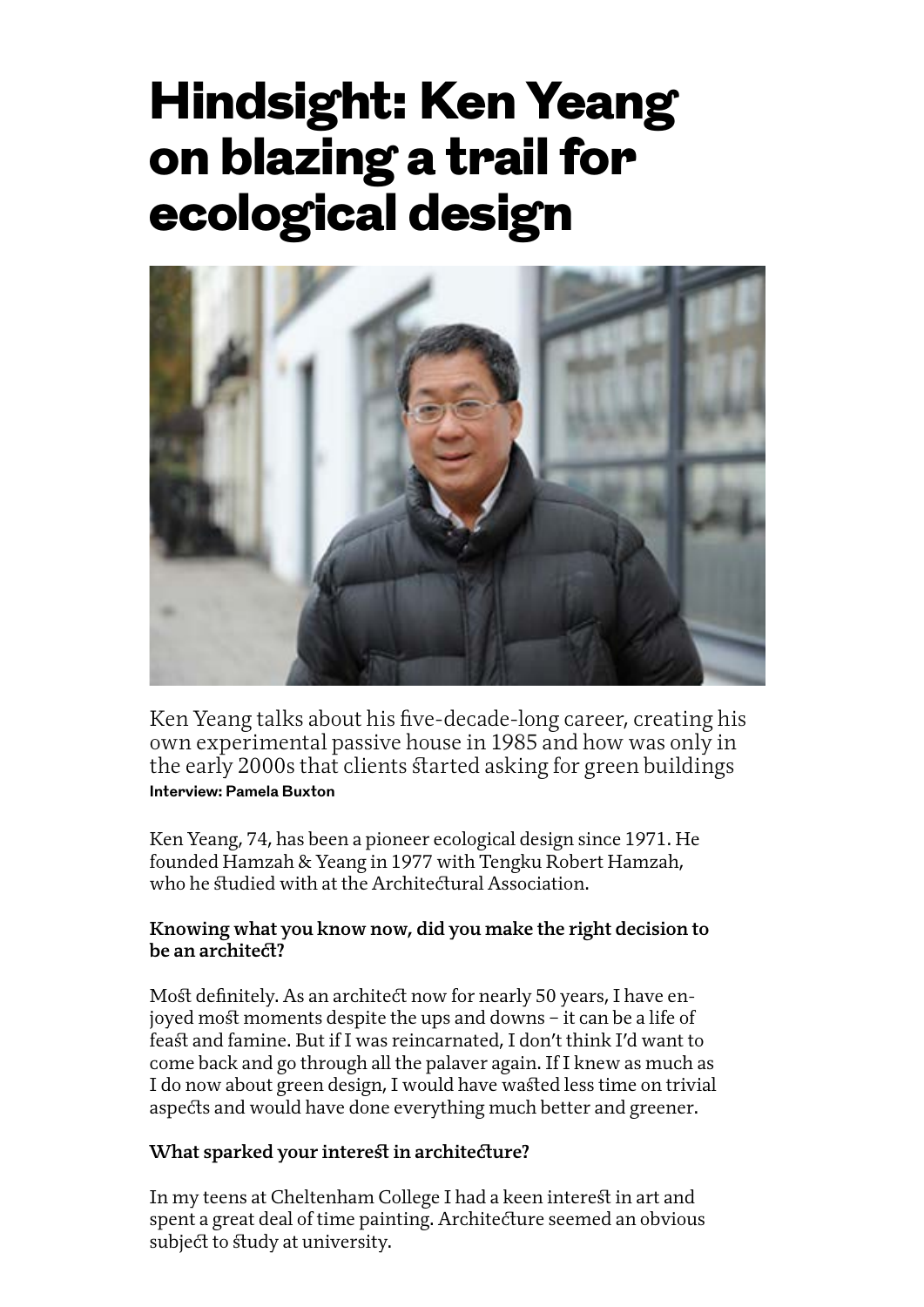# Hindsight: Ken Yeang on blazing a trail for ecological design

Ken Yeang talks about his five-decade-long career, creating his own experimental passive house in 1985 and how was only in the early 2000s that clients started asking for green buildings

**Interview: Pamela Buxton**

Ken Yeang, 74, has been a pioneer ecological design since 1971. He founded Hamzah & Yeang in 1977 with Tengku Robert Hamzah, who he studied with at the Architectural Association.

**Knowing what you know now, did you make the right decision to be an architect?**

Most definitely. As an architect now for nearly 50 years, I have enjoyed most moments despite the ups and downs – it can be a life of feast and famine. But if I was reincarnated, I don't think I'd want to come back and go through all the palaver again. If I knew as much as I do now about green design, I would have wasted less time on trivial aspects and would have done everything much better and greener.

**What sparked your interest in architecture?**

In my teens at Cheltenham College I had a keen interest in art and spent a great deal of time painting. Architecture seemed an obvious subject to study at university.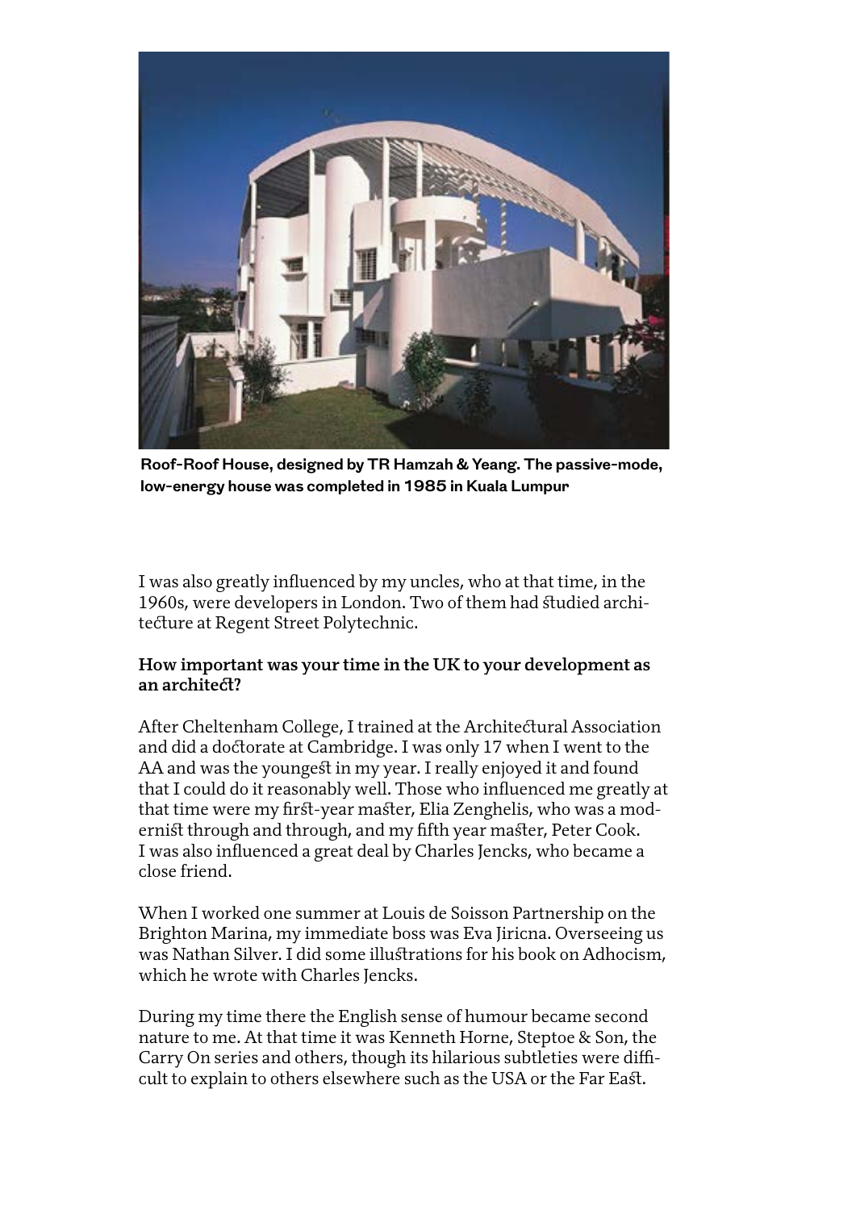Roof-Roof House, designed by TR Hamzah & Yeang. The passive-mode, low-energy house was completed in 1985 in Kuala Lumpur

I was also greatly influenced by my uncles, who at that time, in the 1960s, were developers in London. Two of them had studied architecture at Regent Street Polytechnic.

**How important was your time in the UK to your development as an architect?**

After Cheltenham College, I trained at the Architectural Association and did a doctorate at Cambridge. I was only 17 when I went to the AA and was the youngest in my year. I really enjoyed it and found that I could do it reasonably well. Those who influenced me greatly at that time were my first-year master, Elia Zenghelis, who was a modernist through and through, and my fifth year master, Peter Cook. I was also influenced a great deal by Charles Jencks, who became a close friend.

When I worked one summer at Louis de Soisson Partnership on the Brighton Marina, my immediate boss was Eva Jiricna. Overseeing us was Nathan Silver. I did some illustrations for his book on Adhocism, which he wrote with Charles Jencks.

During my time there the English sense of humour became second nature to me. At that time it was Kenneth Horne, Steptoe & Son, the Carry On series and others, though its hilarious subtleties were difficult to explain to others elsewhere such as the USA or the Far East.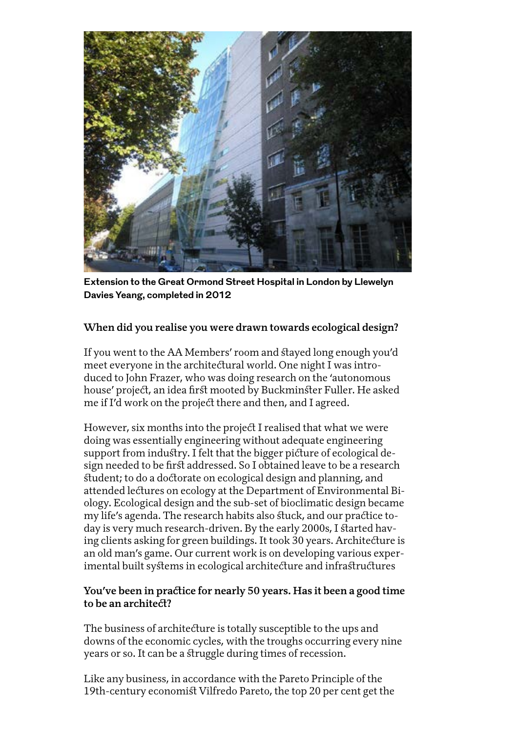**Extension to the Great Ormond Street Hospital in London by Llewelyn Davies Yeang, completed in 2012**

**When did you realise you were drawn towards ecological design?**

If you went to the AA Members' room and stayed long enough you'd meet everyone in the architectural world. One night I was introduced to John Frazer, who was doing research on the 'autonomous house' project, an idea first mooted by Buckminster Fuller. He asked me if I'd work on the project there and then, and I agreed.

However, six months into the project I realised that what we were doing was essentially engineering without adequate engineering support from industry. I felt that the bigger picture of ecological design needed to be first addressed. So I obtained leave to be a research student; to do a doctorate on ecological design and planning, and attended lectures on ecology at the Department of Environmental Biology. Ecological design and the sub-set of bioclimatic design became my life's agenda. The research habits also stuck, and our practice today is very much research-driven. By the early 2000s, I started having clients asking for green buildings. It took 30 years. Architecture is an old man's game. Our current work is on developing various experimental built systems in ecological architecture and infrastructures

**You've been in practice for nearly 50 years. Has it been a good time to be an architect?**

The business of architecture is totally susceptible to the ups and downs of the economic cycles, with the troughs occurring every nine years or so. It can be a struggle during times of recession.

Like any business, in accordance with the Pareto Principle of the 19th-century economist Vilfredo Pareto, the top 20 per cent get the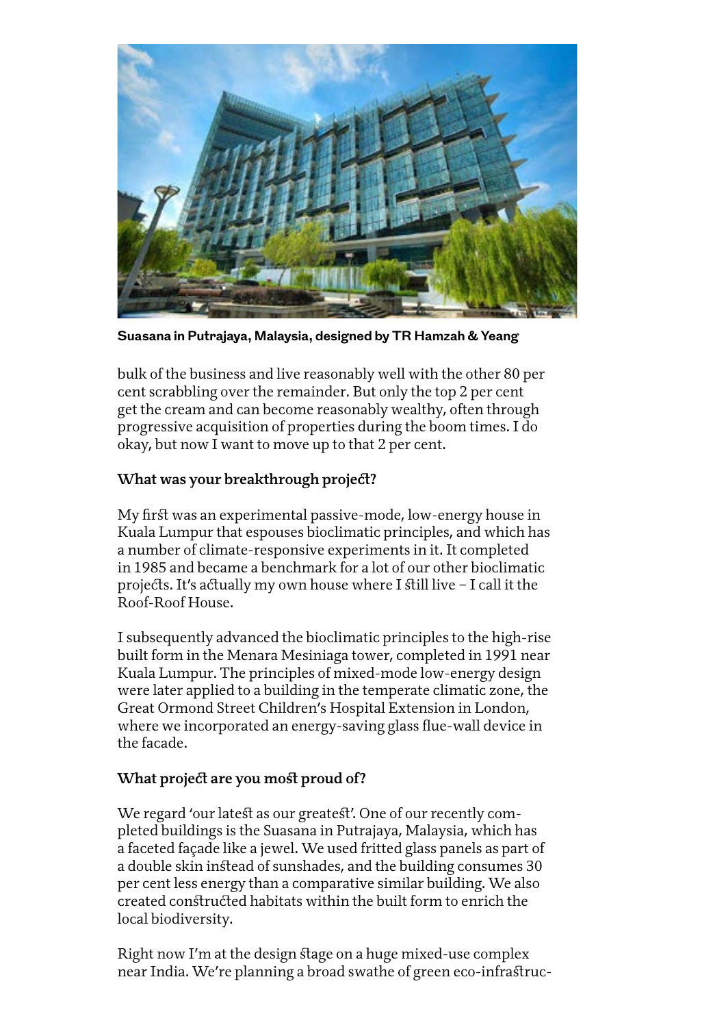Suasana in Putrajaya, Malaysia, designed by TR Hamzah & Yeang

bulk of the business and live reasonably well with the other 80 per cent scrabbling over the remainder. But only the top 2 per cent get the cream and can become reasonably wealthy, often through progressive acquisition of properties during the boom times. I do okay, but now I want to move up to that 2 per cent.

**What was your breakthrough project?**

My first was an experimental passive-mode, low-energy house in Kuala Lumpur that espouses bioclimatic principles, and which has a number of climate-responsive experiments in it. It completed in 1985 and became a benchmark for a lot of our other bioclimatic projects. It's actually my own house where I still live – I call it the Roof-Roof House.

I subsequently advanced the bioclimatic principles to the high-rise built form in the Menara Mesiniaga tower, completed in 1991 near Kuala Lumpur. The principles of mixed-mode low-energy design were later applied to a building in the temperate climatic zone, the Great Ormond Street Children's Hospital Extension in London, where we incorporated an energy-saving glass flue-wall device in the facade.

**What project are you most proud of?**

We regard 'our latest as our greatest'. One of our recently completed buildings is the Suasana in Putrajaya, Malaysia, which has a faceted façade like a jewel. We used fritted glass panels as part of a double skin instead of sunshades, and the building consumes 30 per cent less energy than a comparative similar building. We also created constructed habitats within the built form to enrich the local biodiversity.

Right now I'm at the design stage on a huge mixed-use complex near India. We're planning a broad swathe of green eco-infrastruc-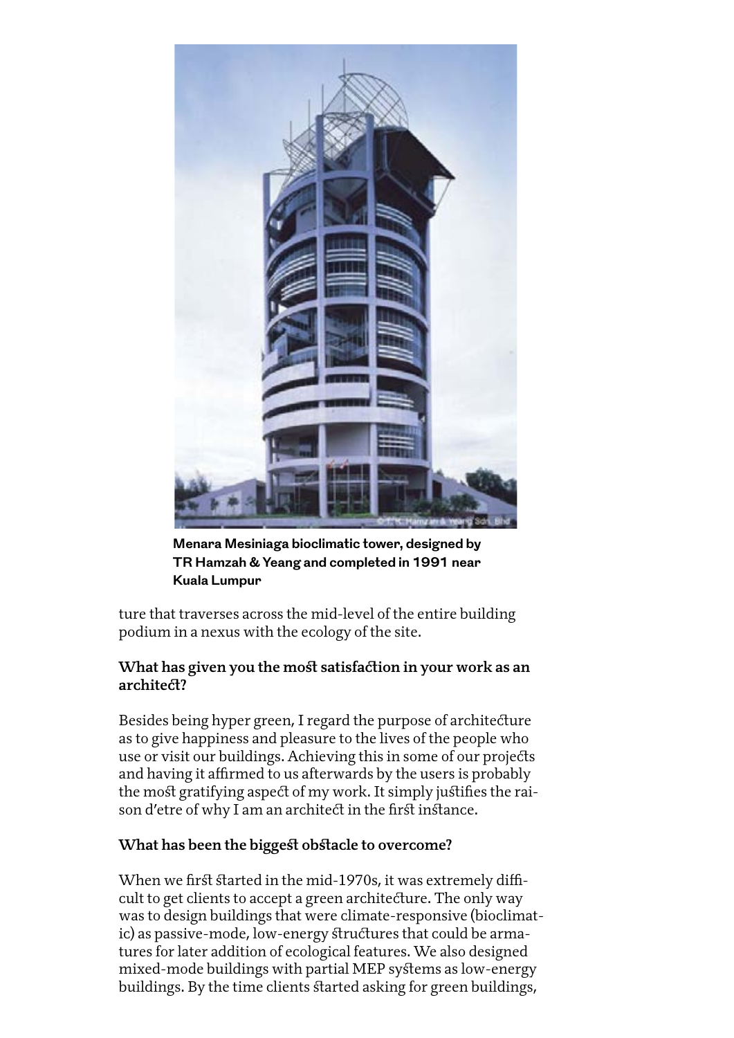Menara Mesiniaga bioclimatic tower, designed by TR Hamzah & Yeang and completed in 1991 near Kuala Lumpur

ture that traverses across the mid-level of the entire building podium in a nexus with the ecology of the site.

### What has given you the most satisfaction in your work as an architect?

Besides being hyper green, I regard the purpose of architecture as to give happiness and pleasure to the lives of the people who use or visit our buildings. Achieving this in some of our projects and having it affirmed to us afterwards by the users is probably the most gratifying aspect of my work. It simply justifies the raison d'etre of why I am an architect in the first instance.

### What has been the biggest obstacle to overcome?

When we first started in the mid-1970s, it was extremely difficult to get clients to accept a green architecture. The only way was to design buildings that were climate-responsive (bioclimatic) as passive-mode, low-energy structures that could be armatures for later addition of ecological features. We also designed mixed-mode buildings with partial MEP systems as low-energy buildings. By the time clients started asking for green buildings,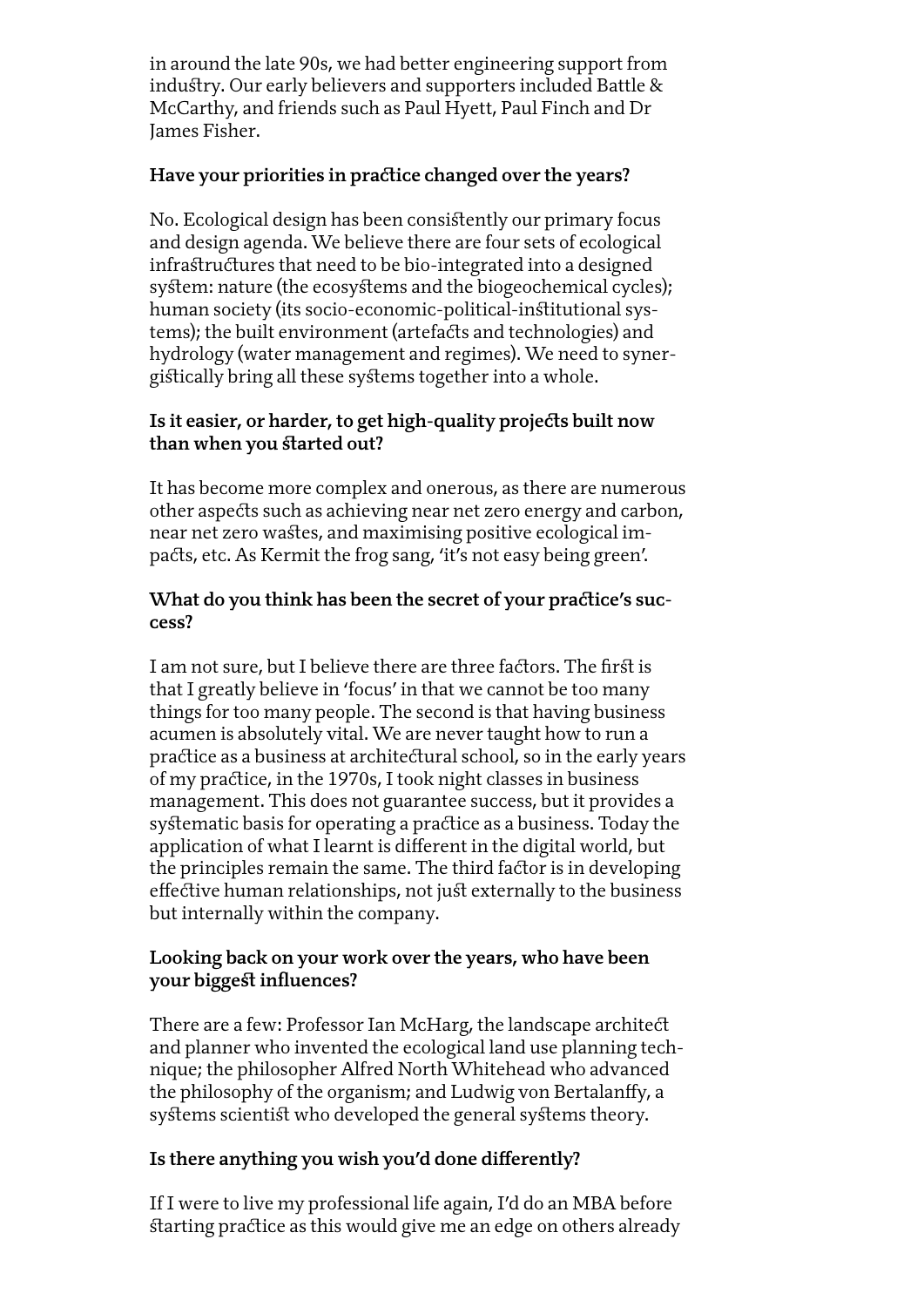in around the late 90s, we had better engineering support from industry. Our early believers and supporters included Battle & McCarthy, and friends such as Paul Hyett, Paul Finch and Dr James Fisher.

**Have your priorities in practice changed over the years?**

No. Ecological design has been consistently our primary focus and design agenda. We believe there are four sets of ecological infrastructures that need to be bio-integrated into a designed system: nature (the ecosystems and the biogeochemical cycles); human society (its socio-economic-political-institutional systems); the built environment (artefacts and technologies) and hydrology (water management and regimes). We need to synergistically bring all these systems together into a whole.

**Is it easier, or harder, to get high-quality projects built now than when you started out?**

It has become more complex and onerous, as there are numerous other aspects such as achieving near net zero energy and carbon, near net zero wastes, and maximising positive ecological impacts, etc. As Kermit the frog sang, 'it's not easy being green'.

**What do you think has been the secret of your practice's success?**

I am not sure, but I believe there are three factors. The first is that I greatly believe in 'focus' in that we cannot be too many things for too many people. The second is that having business acumen is absolutely vital. We are never taught how to run a practice as a business at architectural school, so in the early years of my practice, in the 1970s, I took night classes in business management. This does not guarantee success, but it provides a systematic basis for operating a practice as a business. Today the application of what I learnt is different in the digital world, but the principles remain the same. The third factor is in developing effective human relationships, not just externally to the business but internally within the company.

**Looking back on your work over the years, who have been your biggest influences?**

There are a few: Professor Ian McHarg, the landscape architect and planner who invented the ecological land use planning technique; the philosopher Alfred North Whitehead who advanced the philosophy of the organism; and Ludwig von Bertalanffy, a systems scientist who developed the general systems theory.

**Is there anything you wish you'd done differently?**

If I were to live my professional life again, I'd do an MBA before starting practice as this would give me an edge on others already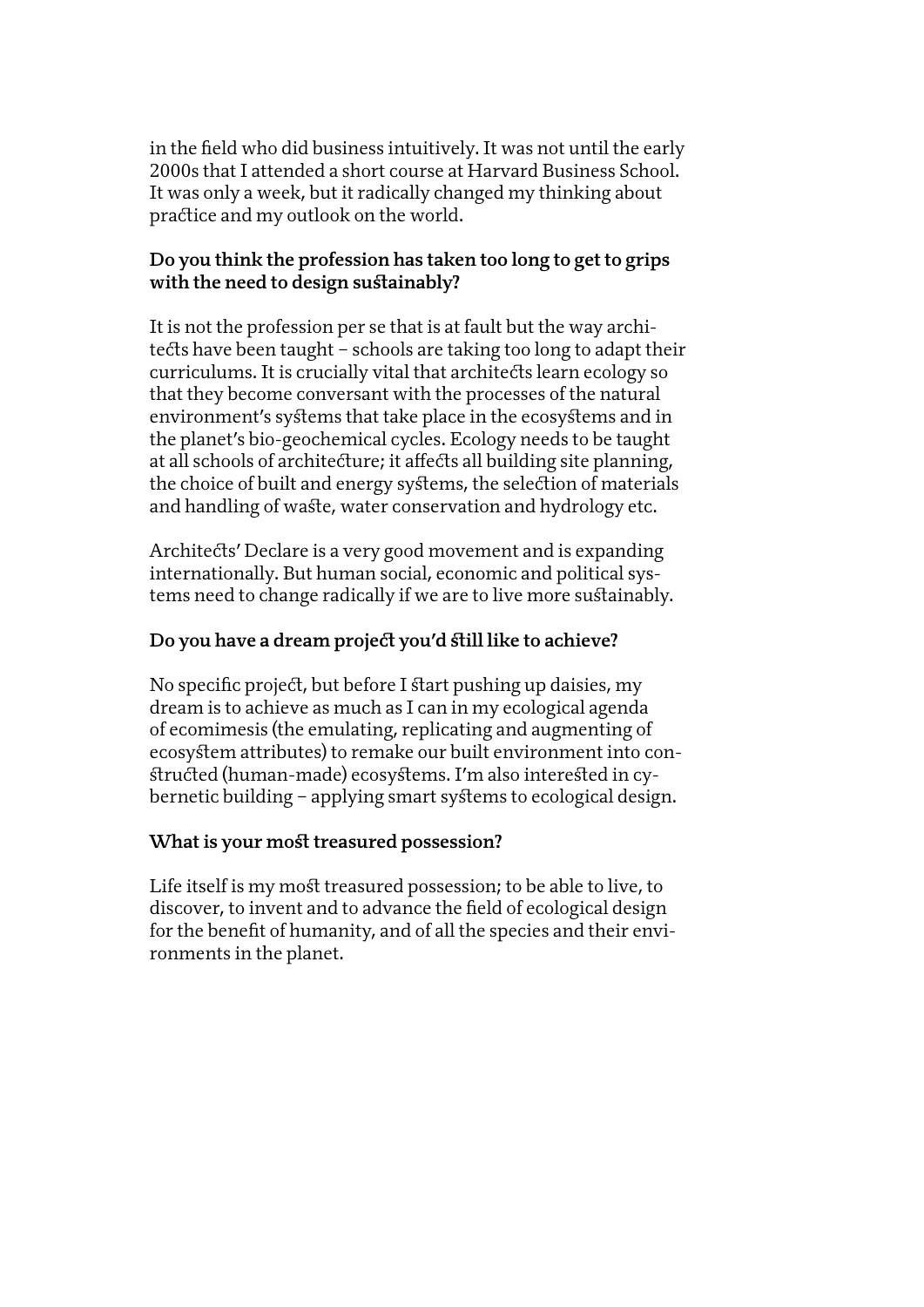in the field who did business intuitively. It was not until the early 2000s that I attended a short course at Harvard Business School. It was only a week, but it radically changed my thinking about practice and my outlook on the world.

**Do you think the profession has taken too long to get to grips with the need to design sustainably?**

It is not the profession per se that is at fault but the way architects have been taught – schools are taking too long to adapt their curriculums. It is crucially vital that architects learn ecology so that they become conversant with the processes of the natural environment's systems that take place in the ecosystems and in the planet's bio-geochemical cycles. Ecology needs to be taught at all schools of architecture; it affects all building site planning, the choice of built and energy systems, the selection of materials and handling of waste, water conservation and hydrology etc.

Architects' Declare is a very good movement and is expanding internationally. But human social, economic and political systems need to change radically if we are to live more sustainably.

**Do you have a dream project you'd still like to achieve?**

No specific project, but before I start pushing up daisies, my dream is to achieve as much as I can in my ecological agenda of ecomimesis (the emulating, replicating and augmenting of ecosystem attributes) to remake our built environment into constructed (human-made) ecosystems. I'm also interested in cybernetic building – applying smart systems to ecological design.

**What is your most treasured possession?**

Life itself is my most treasured possession; to be able to live, to discover, to invent and to advance the field of ecological design for the benefit of humanity, and of all the species and their environments in the planet.